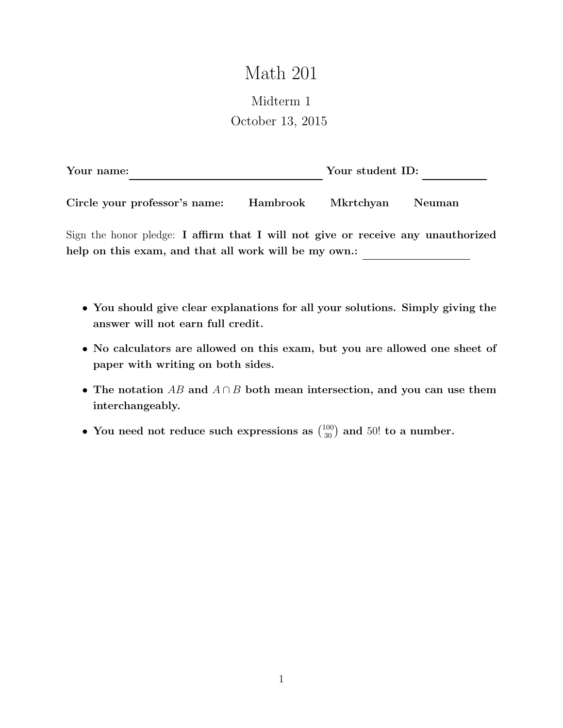# Math 201

## Midterm 1

October 13, 2015

**Your name:** ______________________________ **Your student ID:** __________

**Circle your professor's name:** **Hambrook** **Mkrtchyan** **Neuman**

Sign the honor pledge: **I affirm that I will not give or receive any unauthorized help on this exam, and that all work will be my own.:** ________________

- **You should give clear explanations for all your solutions. Simply giving the answer will not earn full credit.**
- **No calculators are allowed on this exam, but you are allowed one sheet of paper with writing on both sides.**
- **The notation $AB$ and $A \cap B$ both mean intersection, and you can use them interchangeably.**
- **You need not reduce such expressions as $\binom{100}{30}$ and $50!$ to a number.**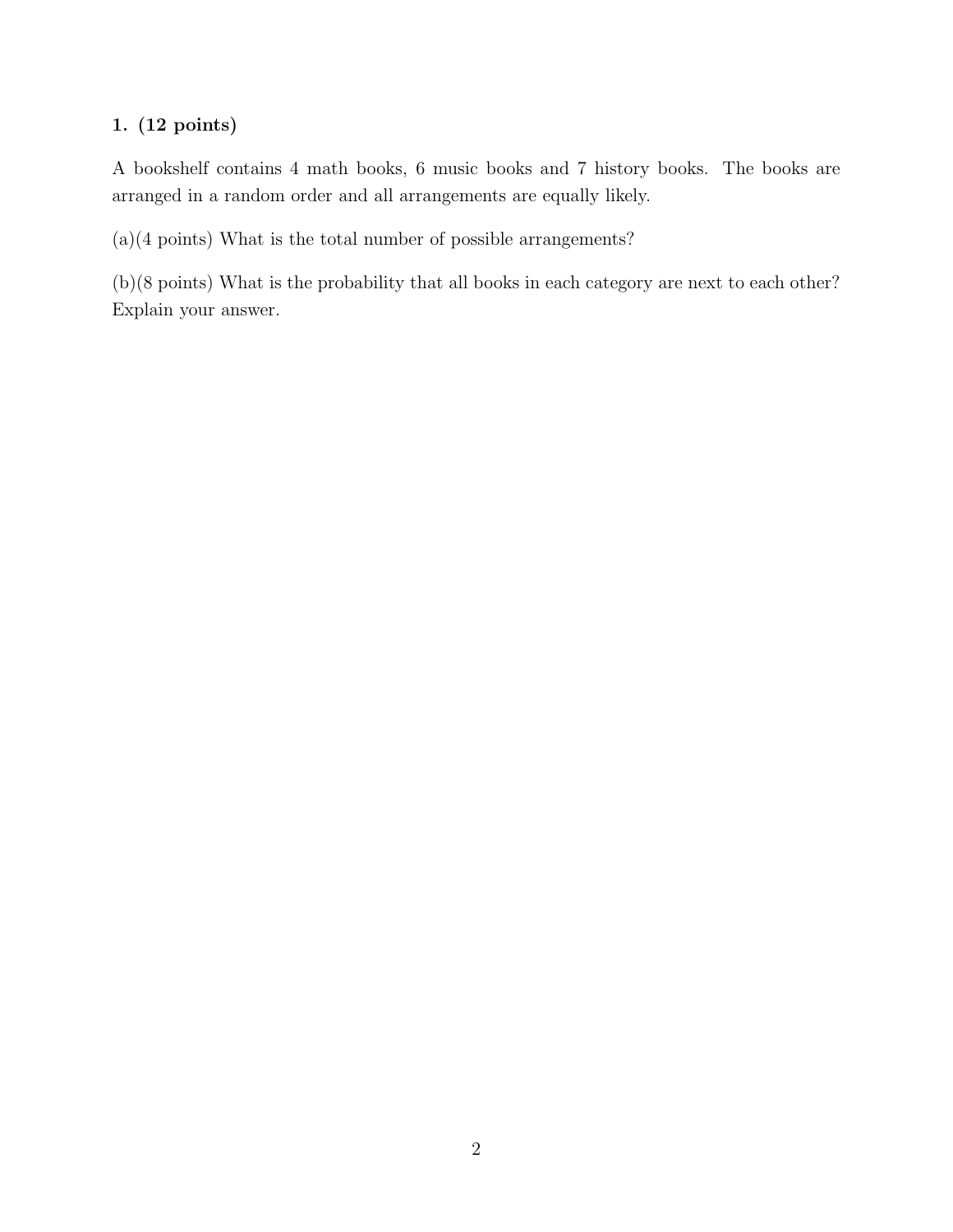**1. (12 points)**

A bookshelf contains 4 math books, 6 music books and 7 history books. The books are arranged in a random order and all arrangements are equally likely.

(a)(4 points) What is the total number of possible arrangements?

(b)(8 points) What is the probability that all books in each category are next to each other? Explain your answer.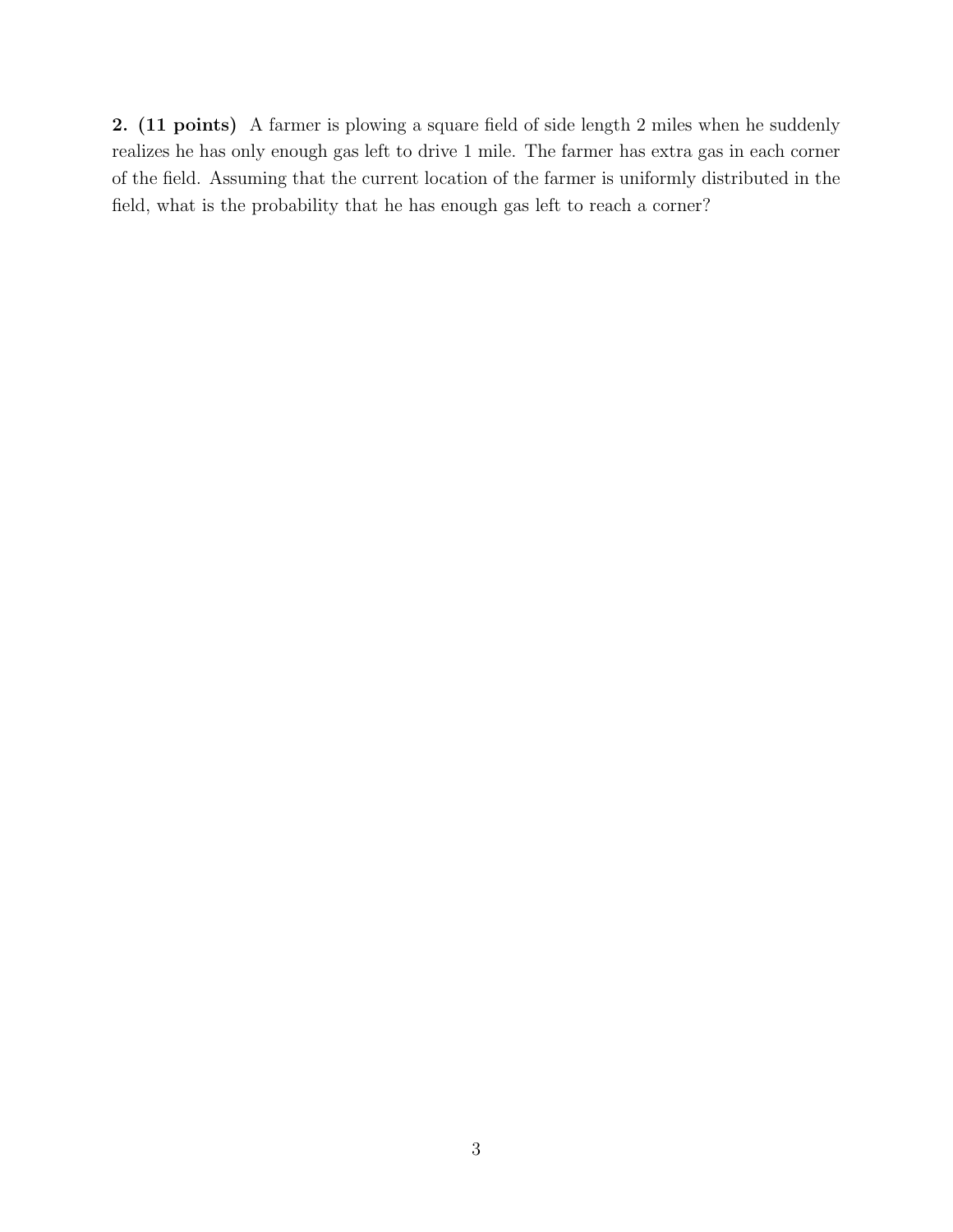**2. (11 points)** A farmer is plowing a square field of side length 2 miles when he suddenly realizes he has only enough gas left to drive 1 mile. The farmer has extra gas in each corner of the field. Assuming that the current location of the farmer is uniformly distributed in the field, what is the probability that he has enough gas left to reach a corner?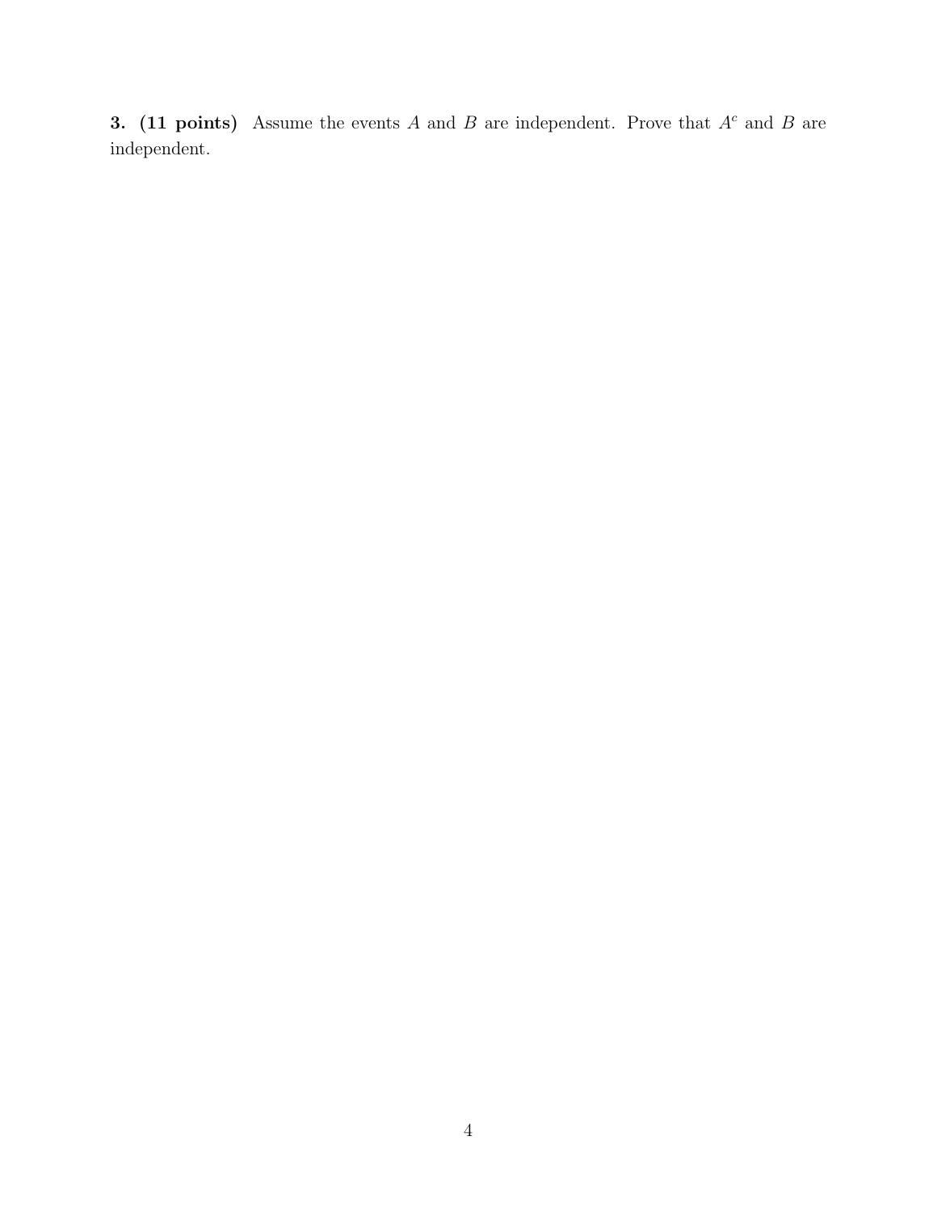**3. (11 points)** Assume the events $A$ and $B$ are independent. Prove that $A^c$ and $B$ are independent.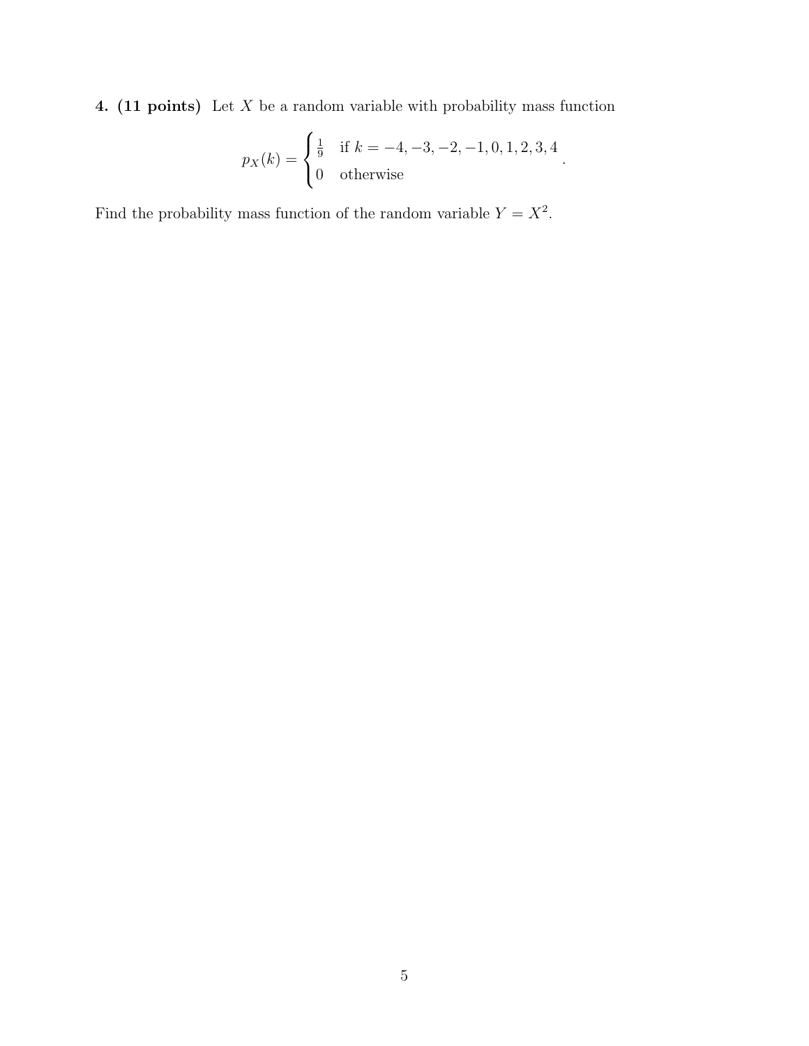**4. (11 points)** Let $X$ be a random variable with probability mass function

$$p_X(k) = \begin{cases} \frac{1}{9} & \text{if } k = -4, -3, -2, -1, 0, 1, 2, 3, 4 \\ 0 & \text{otherwise} \end{cases}.$$

Find the probability mass function of the random variable $Y = X^2$.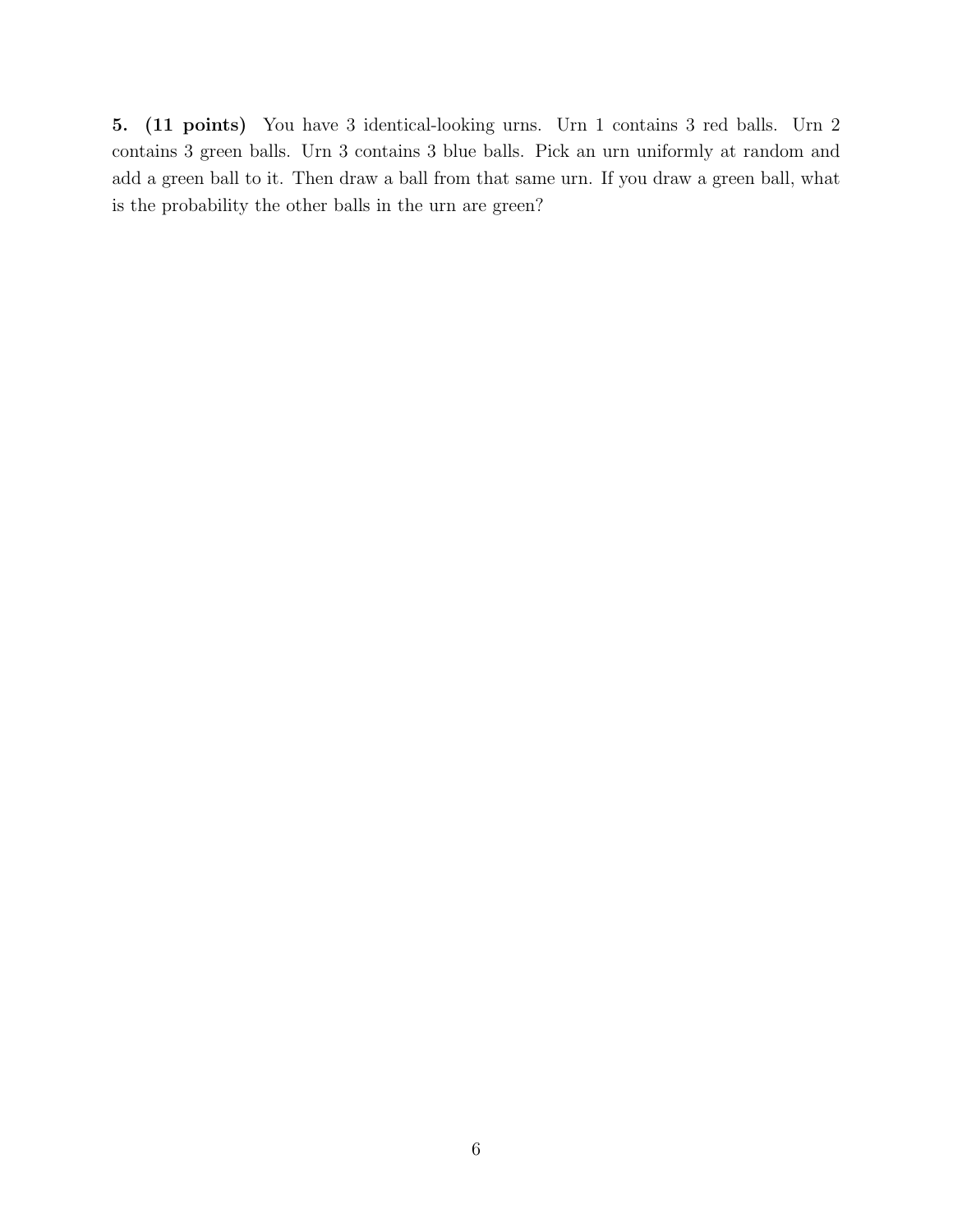**5. (11 points)** You have 3 identical-looking urns. Urn 1 contains 3 red balls. Urn 2 contains 3 green balls. Urn 3 contains 3 blue balls. Pick an urn uniformly at random and add a green ball to it. Then draw a ball from that same urn. If you draw a green ball, what is the probability the other balls in the urn are green?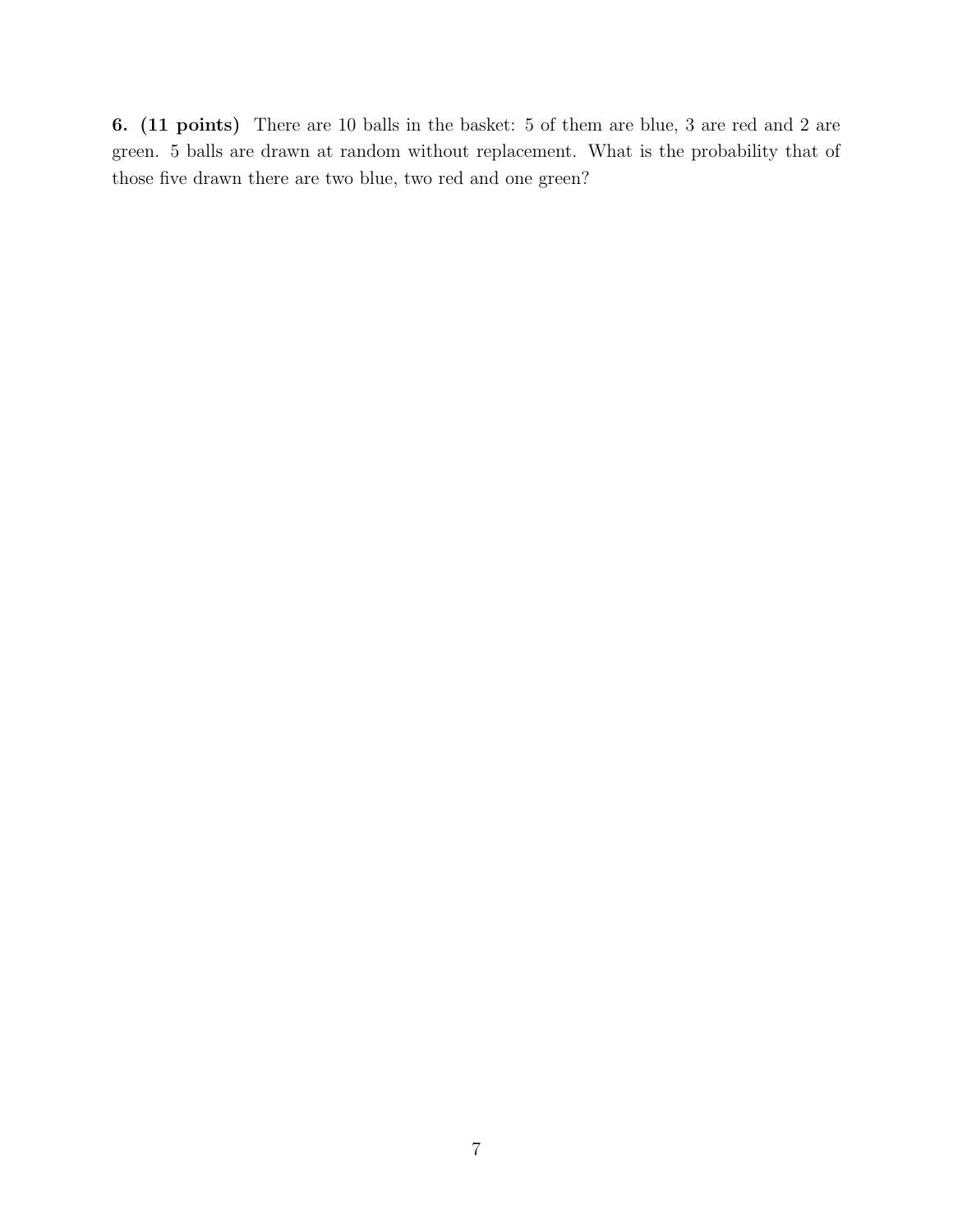**6. (11 points)** There are 10 balls in the basket: 5 of them are blue, 3 are red and 2 are green. 5 balls are drawn at random without replacement. What is the probability that of those five drawn there are two blue, two red and one green?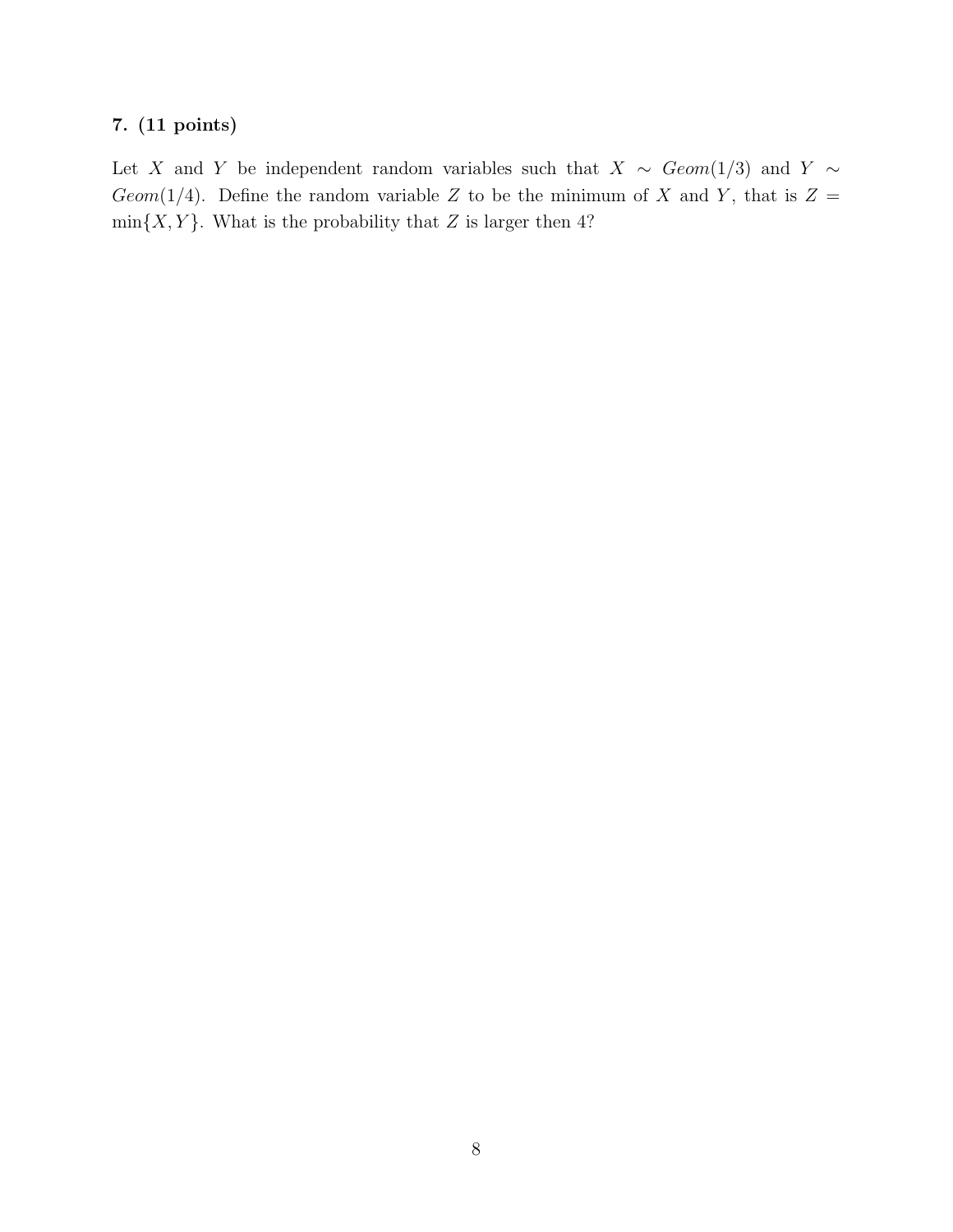**7. (11 points)**

Let $X$ and $Y$ be independent random variables such that $X \sim Geom(1/3)$ and $Y \sim Geom(1/4)$. Define the random variable $Z$ to be the minimum of $X$ and $Y$, that is $Z = \min\{X, Y\}$. What is the probability that $Z$ is larger then 4?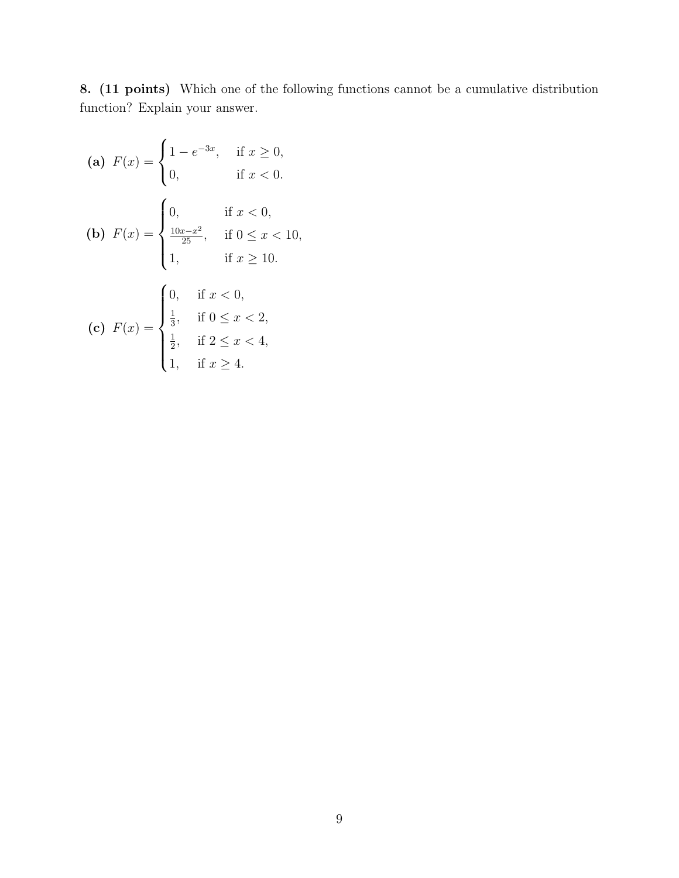**8. (11 points)** Which one of the following functions cannot be a cumulative distribution function? Explain your answer.

**(a)** $F(x) = \begin{cases} 1 - e^{-3x}, & \text{if } x \geq 0, \\ 0, & \text{if } x < 0. \end{cases}$

**(b)** $F(x) = \begin{cases} 0, & \text{if } x < 0, \\ \frac{10x - x^2}{25}, & \text{if } 0 \leq x < 10, \\ 1, & \text{if } x \geq 10. \end{cases}$

**(c)** $F(x) = \begin{cases} 0, & \text{if } x < 0, \\ \frac{1}{3}, & \text{if } 0 \leq x < 2, \\ \frac{1}{2}, & \text{if } 2 \leq x < 4, \\ 1, & \text{if } x \geq 4. \end{cases}$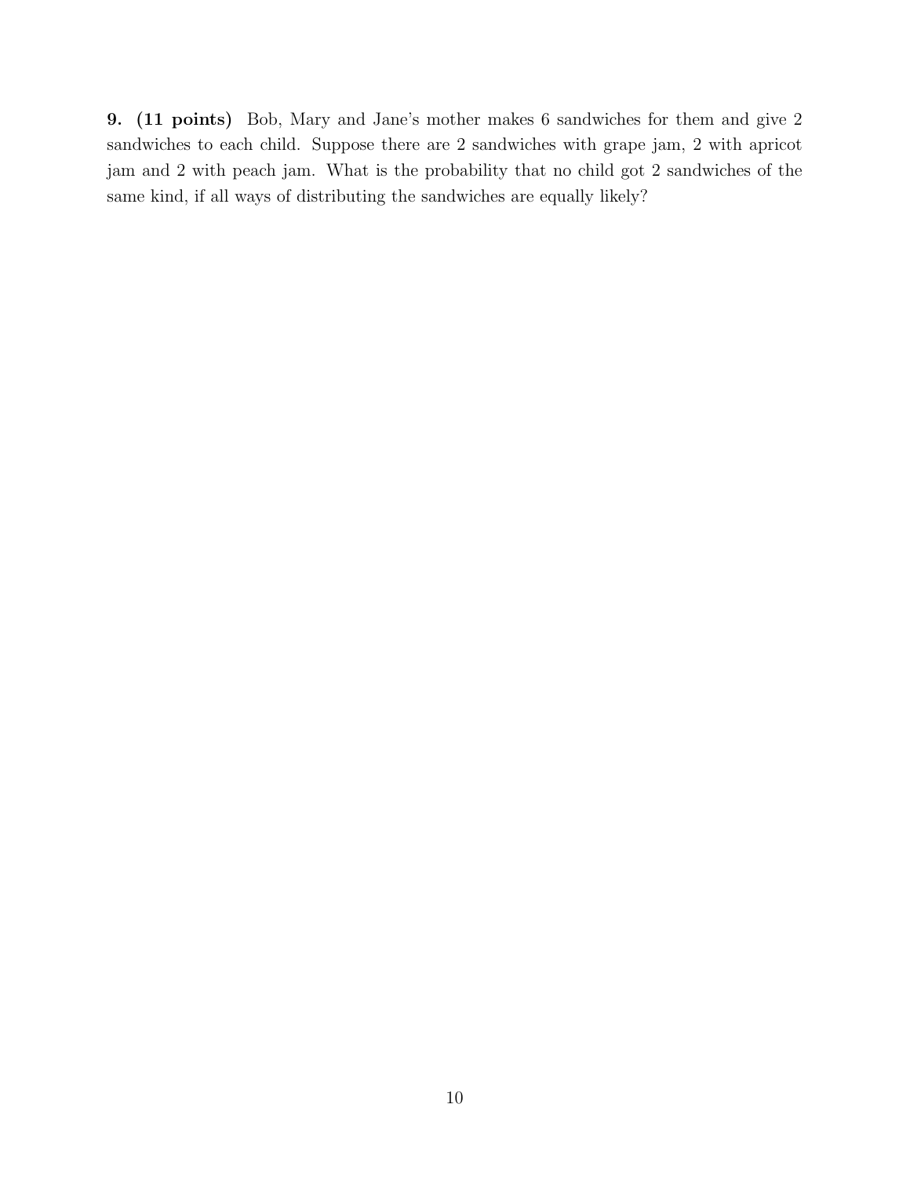**9. (11 points)** Bob, Mary and Jane's mother makes 6 sandwiches for them and give 2 sandwiches to each child. Suppose there are 2 sandwiches with grape jam, 2 with apricot jam and 2 with peach jam. What is the probability that no child got 2 sandwiches of the same kind, if all ways of distributing the sandwiches are equally likely?